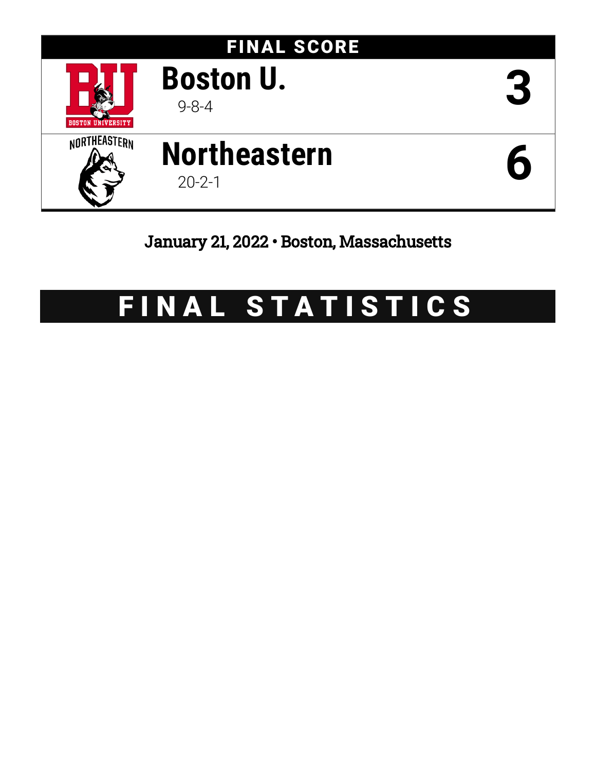## FINAL SCORE

| | | |
|---|---|---|
| **Boston U.** 9-8-4 | | **3** |
| **Northeastern** 20-2-1 | | **6** |

January 21, 2022 • Boston, Massachusetts

# FINAL STATISTICS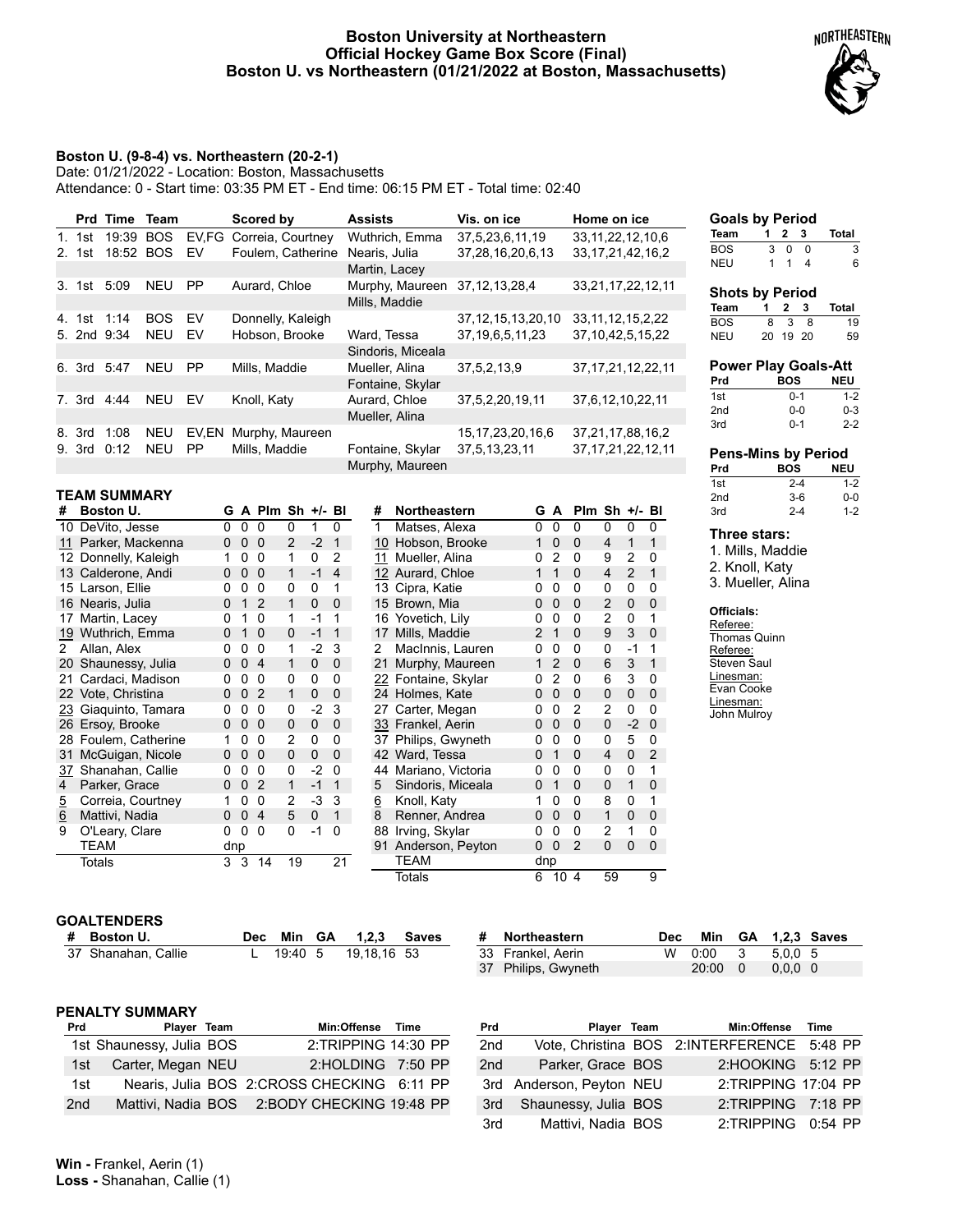# Boston University at Northeastern
## Official Hockey Game Box Score (Final)
## Boston U. vs Northeastern (01/21/2022 at Boston, Massachusetts)

**Boston U. (9-8-4) vs. Northeastern (20-2-1)**
Date: 01/21/2022 - Location: Boston, Massachusetts
Attendance: 0 - Start time: 03:35 PM ET - End time: 06:15 PM ET - Total time: 02:40

| | Prd | Time | Team | | Scored by | Assists | Vis. on ice | Home on ice |
|---|---|---|---|---|---|---|---|---|
| 1. | 1st | 19:39 | BOS | EV,FG | Correia, Courtney | Wuthrich, Emma | 37,5,23,6,11,19 | 33,11,22,12,10,6 |
| 2. | 1st | 18:52 | BOS | EV | Foulem, Catherine | Nearis, Julia<br>Martin, Lacey | 37,28,16,20,6,13 | 33,17,21,42,16,2 |
| 3. | 1st | 5:09 | NEU | PP | Aurard, Chloe | Murphy, Maureen<br>Mills, Maddie | 37,12,13,28,4 | 33,21,17,22,12,11 |
| 4. | 1st | 1:14 | BOS | EV | Donnelly, Kaleigh | | 37,12,15,13,20,10 | 33,11,12,15,2,22 |
| 5. | 2nd | 9:34 | NEU | EV | Hobson, Brooke | Ward, Tessa<br>Sindoris, Miceala | 37,19,6,5,11,23 | 37,10,42,5,15,22 |
| 6. | 3rd | 5:47 | NEU | PP | Mills, Maddie | Mueller, Alina<br>Fontaine, Skylar | 37,5,2,13,9 | 37,17,21,12,22,11 |
| 7. | 3rd | 4:44 | NEU | EV | Knoll, Katy | Aurard, Chloe<br>Mueller, Alina | 37,5,2,20,19,11 | 37,6,12,10,22,11 |
| 8. | 3rd | 1:08 | NEU | EV,EN | Murphy, Maureen | | 15,17,23,20,16,6 | 37,21,17,88,16,2 |
| 9. | 3rd | 0:12 | NEU | PP | Mills, Maddie | Fontaine, Skylar<br>Murphy, Maureen | 37,5,13,23,11 | 37,17,21,22,12,11 |

### Goals by Period

| Team | 1 | 2 | 3 | Total |
|---|---|---|---|---|
| BOS | 3 | 0 | 0 | 3 |
| NEU | 1 | 1 | 4 | 6 |

### Shots by Period

| Team | 1 | 2 | 3 | Total |
|---|---|---|---|---|
| BOS | 8 | 3 | 8 | 19 |
| NEU | 20 | 19 | 20 | 59 |

### Power Play Goals-Att

| Prd | BOS | NEU |
|---|---|---|
| 1st | 0-1 | 1-2 |
| 2nd | 0-0 | 0-3 |
| 3rd | 0-1 | 2-2 |

### Pens-Mins by Period

| Prd | BOS | NEU |
|---|---|---|
| 1st | 2-4 | 1-2 |
| 2nd | 3-6 | 0-0 |
| 3rd | 2-4 | 1-2 |

### Three stars:
1. Mills, Maddie
2. Knoll, Katy
3. Mueller, Alina

### Officials:
Referee: Thomas Quinn
Referee: Steven Saul
Linesman: Evan Cooke
Linesman: John Mulroy

## TEAM SUMMARY

| # | Boston U. | G | A | Plm | Sh | +/- | Bl |
|---|---|---|---|---|---|---|---|
| 10 | DeVito, Jesse | 0 | 0 | 0 | 0 | 1 | 0 |
| 11 | Parker, Mackenna | 0 | 0 | 0 | 2 | -2 | 1 |
| 12 | Donnelly, Kaleigh | 1 | 0 | 0 | 1 | 0 | 2 |
| 13 | Calderone, Andi | 0 | 0 | 0 | 1 | -1 | 4 |
| 15 | Larson, Ellie | 0 | 0 | 0 | 0 | 0 | 1 |
| 16 | Nearis, Julia | 0 | 1 | 2 | 1 | 0 | 0 |
| 17 | Martin, Lacey | 0 | 1 | 0 | 1 | -1 | 1 |
| 19 | Wuthrich, Emma | 0 | 1 | 0 | 0 | -1 | 1 |
| 2 | Allan, Alex | 0 | 0 | 0 | 1 | -2 | 3 |
| 20 | Shaunessy, Julia | 0 | 0 | 4 | 1 | 0 | 0 |
| 21 | Cardaci, Madison | 0 | 0 | 0 | 0 | 0 | 0 |
| 22 | Vote, Christina | 0 | 0 | 2 | 1 | 0 | 0 |
| 23 | Giaquinto, Tamara | 0 | 0 | 0 | 0 | -2 | 3 |
| 26 | Ersoy, Brooke | 0 | 0 | 0 | 0 | 0 | 0 |
| 28 | Foulem, Catherine | 1 | 0 | 0 | 2 | 0 | 0 |
| 31 | McGuigan, Nicole | 0 | 0 | 0 | 0 | 0 | 0 |
| 37 | Shanahan, Callie | 0 | 0 | 0 | 0 | -2 | 0 |
| 4 | Parker, Grace | 0 | 0 | 2 | 1 | -1 | 1 |
| 5 | Correia, Courtney | 1 | 0 | 0 | 2 | -3 | 3 |
| 6 | Mattivi, Nadia | 0 | 0 | 4 | 5 | 0 | 1 |
| 9 | O'Leary, Clare | 0 | 0 | 0 | 0 | -1 | 0 |
| | TEAM | dnp | | | | | |
| | Totals | 3 | 3 | 14 | 19 | | 21 |

| # | Northeastern | G | A | Plm | Sh | +/- | Bl |
|---|---|---|---|---|---|---|---|
| 1 | Matses, Alexa | 0 | 0 | 0 | 0 | 0 | 0 |
| 10 | Hobson, Brooke | 1 | 0 | 0 | 4 | 1 | 1 |
| 11 | Mueller, Alina | 0 | 2 | 0 | 9 | 2 | 0 |
| 12 | Aurard, Chloe | 1 | 1 | 0 | 4 | 2 | 1 |
| 13 | Cipra, Katie | 0 | 0 | 0 | 0 | 0 | 0 |
| 15 | Brown, Mia | 0 | 0 | 0 | 2 | 0 | 0 |
| 16 | Yovetich, Lily | 0 | 0 | 0 | 2 | 0 | 1 |
| 17 | Mills, Maddie | 2 | 1 | 0 | 9 | 3 | 0 |
| 2 | MacInnis, Lauren | 0 | 0 | 0 | 0 | -1 | 1 |
| 21 | Murphy, Maureen | 1 | 2 | 0 | 6 | 3 | 1 |
| 22 | Fontaine, Skylar | 0 | 2 | 0 | 6 | 3 | 0 |
| 24 | Holmes, Kate | 0 | 0 | 0 | 0 | 0 | 0 |
| 27 | Carter, Megan | 0 | 0 | 2 | 2 | 0 | 0 |
| 33 | Frankel, Aerin | 0 | 0 | 0 | 0 | -2 | 0 |
| 37 | Philips, Gwyneth | 0 | 0 | 0 | 0 | 5 | 0 |
| 42 | Ward, Tessa | 0 | 1 | 0 | 4 | 0 | 2 |
| 44 | Mariano, Victoria | 0 | 0 | 0 | 0 | 0 | 1 |
| 5 | Sindoris, Miceala | 0 | 1 | 0 | 0 | 1 | 0 |
| 6 | Knoll, Katy | 1 | 0 | 0 | 8 | 0 | 1 |
| 8 | Renner, Andrea | 0 | 0 | 0 | 1 | 0 | 0 |
| 88 | Irving, Skylar | 0 | 0 | 0 | 2 | 1 | 0 |
| 91 | Anderson, Peyton | 0 | 0 | 2 | 0 | 0 | 0 |
| | TEAM | dnp | | | | | |
| | Totals | 6 | 10 | 4 | 59 | | 9 |

## GOALTENDERS

| # | Boston U. | Dec | Min | GA | 1,2,3 | Saves |
|---|---|---|---|---|---|---|
| 37 | Shanahan, Callie | L | 19:40 | 5 | 19,18,16 | 53 |

| # | Northeastern | Dec | Min | GA | 1,2,3 | Saves |
|---|---|---|---|---|---|---|
| 33 | Frankel, Aerin | W | 0:00 | 3 | 5,0,0 | 5 |
| 37 | Philips, Gwyneth | | 20:00 | 0 | 0,0,0 | 0 |

## PENALTY SUMMARY

| Prd | Player | Team | Min:Offense | Time |
|---|---|---|---|---|
| 1st | Shaunessy, Julia | BOS | 2:TRIPPING | 14:30 PP |
| 1st | Carter, Megan | NEU | 2:HOLDING | 7:50 PP |
| 1st | Nearis, Julia | BOS | 2:CROSS CHECKING | 6:11 PP |
| 2nd | Mattivi, Nadia | BOS | 2:BODY CHECKING | 19:48 PP |
| 2nd | Vote, Christina | BOS | 2:INTERFERENCE | 5:48 PP |
| 2nd | Parker, Grace | BOS | 2:HOOKING | 5:12 PP |
| 3rd | Anderson, Peyton | NEU | 2:TRIPPING | 17:04 PP |
| 3rd | Shaunessy, Julia | BOS | 2:TRIPPING | 7:18 PP |
| 3rd | Mattivi, Nadia | BOS | 2:TRIPPING | 0:54 PP |

**Win -** Frankel, Aerin (1)
**Loss -** Shanahan, Callie (1)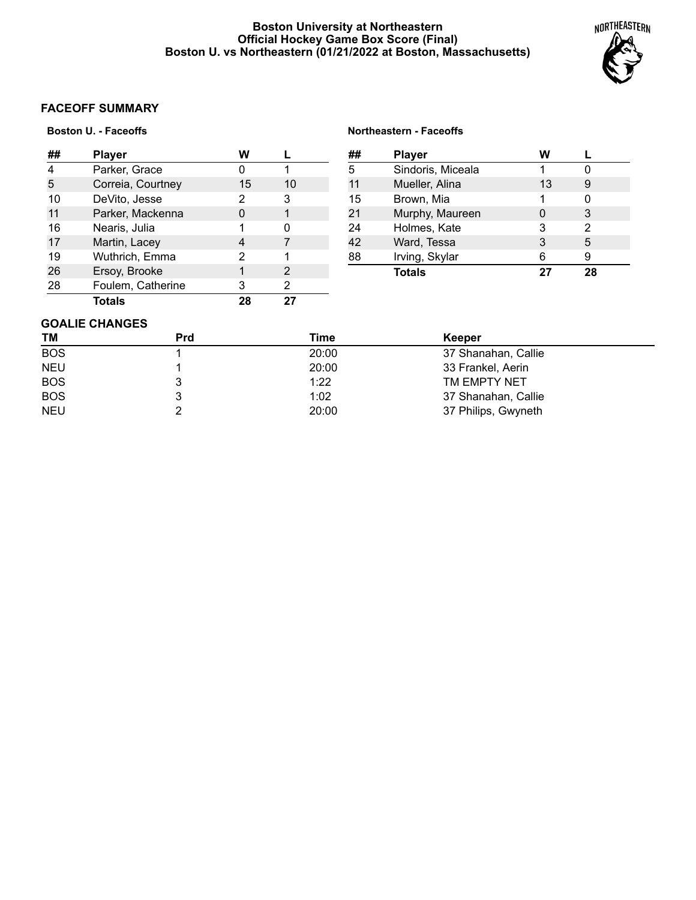**Boston University at Northeastern**
**Official Hockey Game Box Score (Final)**
**Boston U. vs Northeastern (01/21/2022 at Boston, Massachusetts)**

## FACEOFF SUMMARY

### Boston U. - Faceoffs

| ## | Player | W | L |
|---|---|---|---|
| 4 | Parker, Grace | 0 | 1 |
| 5 | Correia, Courtney | 15 | 10 |
| 10 | DeVito, Jesse | 2 | 3 |
| 11 | Parker, Mackenna | 0 | 1 |
| 16 | Nearis, Julia | 1 | 0 |
| 17 | Martin, Lacey | 4 | 7 |
| 19 | Wuthrich, Emma | 2 | 1 |
| 26 | Ersoy, Brooke | 1 | 2 |
| 28 | Foulem, Catherine | 3 | 2 |
| | **Totals** | **28** | **27** |

### Northeastern - Faceoffs

| ## | Player | W | L |
|---|---|---|---|
| 5 | Sindoris, Miceala | 1 | 0 |
| 11 | Mueller, Alina | 13 | 9 |
| 15 | Brown, Mia | 1 | 0 |
| 21 | Murphy, Maureen | 0 | 3 |
| 24 | Holmes, Kate | 3 | 2 |
| 42 | Ward, Tessa | 3 | 5 |
| 88 | Irving, Skylar | 6 | 9 |
| | **Totals** | **27** | **28** |

## GOALIE CHANGES

| TM | Prd | Time | Keeper |
|---|---|---|---|
| BOS | 1 | 20:00 | 37 Shanahan, Callie |
| NEU | 1 | 20:00 | 33 Frankel, Aerin |
| BOS | 3 | 1:22 | TM EMPTY NET |
| BOS | 3 | 1:02 | 37 Shanahan, Callie |
| NEU | 2 | 20:00 | 37 Philips, Gwyneth |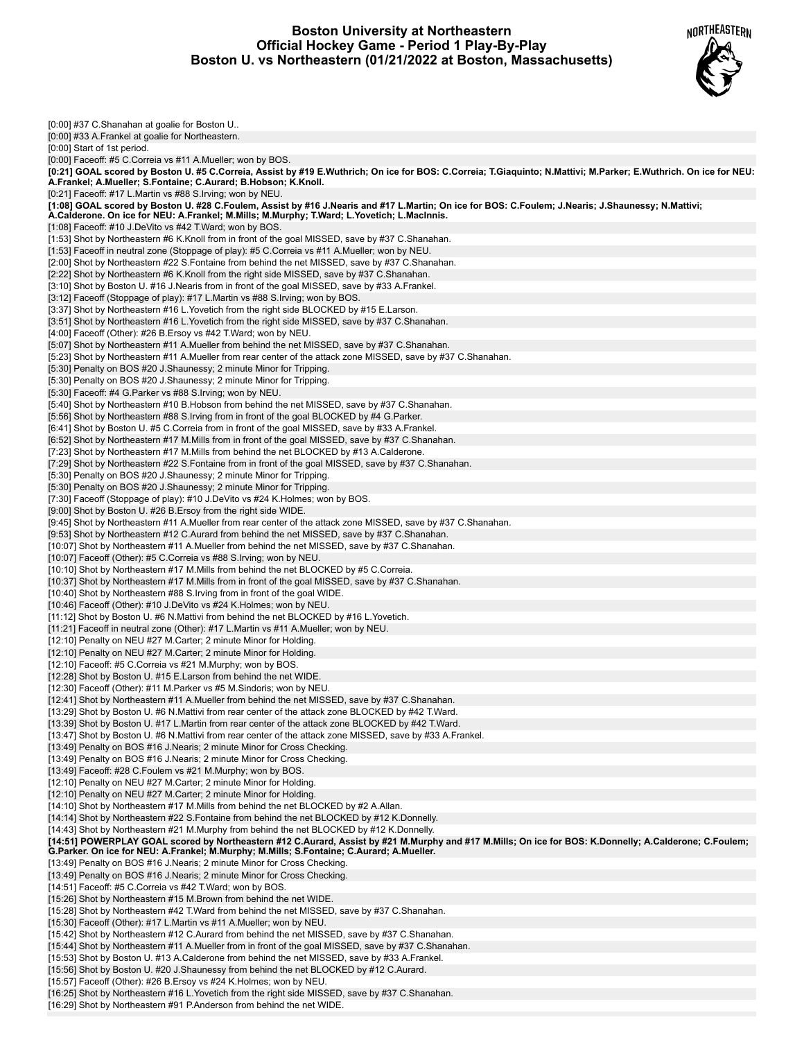# Boston University at Northeastern
## Official Hockey Game - Period 1 Play-By-Play
## Boston U. vs Northeastern (01/21/2022 at Boston, Massachusetts)

[0:00] #37 C.Shanahan at goalie for Boston U..
[0:00] #33 A.Frankel at goalie for Northeastern.
[0:00] Start of 1st period.
[0:00] Faceoff: #5 C.Correia vs #11 A.Mueller; won by BOS.
**[0:21] GOAL scored by Boston U. #5 C.Correia, Assist by #19 E.Wuthrich; On ice for BOS: C.Correia; T.Giaquinto; N.Mattivi; M.Parker; E.Wuthrich. On ice for NEU: A.Frankel; A.Mueller; S.Fontaine; C.Aurard; B.Hobson; K.Knoll.**
[0:21] Faceoff: #17 L.Martin vs #88 S.Irving; won by NEU.
**[1:08] GOAL scored by Boston U. #28 C.Foulem, Assist by #16 J.Nearis and #17 L.Martin; On ice for BOS: C.Foulem; J.Nearis; J.Shaunessy; N.Mattivi; A.Calderone. On ice for NEU: A.Frankel; M.Mills; M.Murphy; T.Ward; L.Yovetich; L.MacInnis.**
[1:08] Faceoff: #10 J.DeVito vs #42 T.Ward; won by BOS.
[1:53] Shot by Northeastern #6 K.Knoll from in front of the goal MISSED, save by #37 C.Shanahan.
[1:53] Faceoff in neutral zone (Stoppage of play): #5 C.Correia vs #11 A.Mueller; won by NEU.
[2:00] Shot by Northeastern #22 S.Fontaine from behind the net MISSED, save by #37 C.Shanahan.
[2:22] Shot by Northeastern #6 K.Knoll from the right side MISSED, save by #37 C.Shanahan.
[3:10] Shot by Boston U. #16 J.Nearis from in front of the goal MISSED, save by #33 A.Frankel.
[3:12] Faceoff (Stoppage of play): #17 L.Martin vs #88 S.Irving; won by BOS.
[3:37] Shot by Northeastern #16 L.Yovetich from the right side BLOCKED by #15 E.Larson.
[3:51] Shot by Northeastern #16 L.Yovetich from the right side MISSED, save by #37 C.Shanahan.
[4:00] Faceoff (Other): #26 B.Ersoy vs #42 T.Ward; won by NEU.
[5:07] Shot by Northeastern #11 A.Mueller from behind the net MISSED, save by #37 C.Shanahan.
[5:23] Shot by Northeastern #11 A.Mueller from rear center of the attack zone MISSED, save by #37 C.Shanahan.
[5:30] Penalty on BOS #20 J.Shaunessy; 2 minute Minor for Tripping.
[5:30] Penalty on BOS #20 J.Shaunessy; 2 minute Minor for Tripping.
[5:30] Faceoff: #4 G.Parker vs #88 S.Irving; won by NEU.
[5:40] Shot by Northeastern #10 B.Hobson from behind the net MISSED, save by #37 C.Shanahan.
[5:56] Shot by Northeastern #88 S.Irving from in front of the goal BLOCKED by #4 G.Parker.
[6:41] Shot by Boston U. #5 C.Correia from in front of the goal MISSED, save by #33 A.Frankel.
[6:52] Shot by Northeastern #17 M.Mills from in front of the goal MISSED, save by #37 C.Shanahan.
[7:23] Shot by Northeastern #17 M.Mills from behind the net BLOCKED by #13 A.Calderone.
[7:29] Shot by Northeastern #22 S.Fontaine from in front of the goal MISSED, save by #37 C.Shanahan.
[5:30] Penalty on BOS #20 J.Shaunessy; 2 minute Minor for Tripping.
[5:30] Penalty on BOS #20 J.Shaunessy; 2 minute Minor for Tripping.
[7:30] Faceoff (Stoppage of play): #10 J.DeVito vs #24 K.Holmes; won by BOS.
[9:00] Shot by Boston U. #26 B.Ersoy from the right side WIDE.
[9:45] Shot by Northeastern #11 A.Mueller from rear center of the attack zone MISSED, save by #37 C.Shanahan.
[9:53] Shot by Northeastern #12 C.Aurard from behind the net MISSED, save by #37 C.Shanahan.
[10:07] Shot by Northeastern #11 A.Mueller from behind the net MISSED, save by #37 C.Shanahan.
[10:07] Faceoff (Other): #5 C.Correia vs #88 S.Irving; won by NEU.
[10:10] Shot by Northeastern #17 M.Mills from behind the net BLOCKED by #5 C.Correia.
[10:37] Shot by Northeastern #17 M.Mills from in front of the goal MISSED, save by #37 C.Shanahan.
[10:40] Shot by Northeastern #88 S.Irving from in front of the goal WIDE.
[10:46] Faceoff (Other): #10 J.DeVito vs #24 K.Holmes; won by NEU.
[11:12] Shot by Boston U. #6 N.Mattivi from behind the net BLOCKED by #16 L.Yovetich.
[11:21] Faceoff in neutral zone (Other): #17 L.Martin vs #11 A.Mueller; won by NEU.
[12:10] Penalty on NEU #27 M.Carter; 2 minute Minor for Holding.
[12:10] Penalty on NEU #27 M.Carter; 2 minute Minor for Holding.
[12:10] Faceoff: #5 C.Correia vs #21 M.Murphy; won by BOS.
[12:28] Shot by Boston U. #15 E.Larson from behind the net WIDE.
[12:30] Faceoff (Other): #11 M.Parker vs #5 M.Sindoris; won by NEU.
[12:41] Shot by Northeastern #11 A.Mueller from behind the net MISSED, save by #37 C.Shanahan.
[13:29] Shot by Boston U. #6 N.Mattivi from rear center of the attack zone BLOCKED by #42 T.Ward.
[13:39] Shot by Boston U. #17 L.Martin from rear center of the attack zone BLOCKED by #42 T.Ward.
[13:47] Shot by Boston U. #6 N.Mattivi from rear center of the attack zone MISSED, save by #33 A.Frankel.
[13:49] Penalty on BOS #16 J.Nearis; 2 minute Minor for Cross Checking.
[13:49] Penalty on BOS #16 J.Nearis; 2 minute Minor for Cross Checking.
[13:49] Faceoff: #28 C.Foulem vs #21 M.Murphy; won by BOS.
[12:10] Penalty on NEU #27 M.Carter; 2 minute Minor for Holding.
[12:10] Penalty on NEU #27 M.Carter; 2 minute Minor for Holding.
[14:10] Shot by Northeastern #17 M.Mills from behind the net BLOCKED by #2 A.Allan.
[14:14] Shot by Northeastern #22 S.Fontaine from behind the net BLOCKED by #12 K.Donnelly.
[14:43] Shot by Northeastern #21 M.Murphy from behind the net BLOCKED by #12 K.Donnelly.
**[14:51] POWERPLAY GOAL scored by Northeastern #12 C.Aurard, Assist by #21 M.Murphy and #17 M.Mills; On ice for BOS: K.Donnelly; A.Calderone; C.Foulem; G.Parker. On ice for NEU: A.Frankel; M.Murphy; M.Mills; S.Fontaine; C.Aurard; A.Mueller.**
[13:49] Penalty on BOS #16 J.Nearis; 2 minute Minor for Cross Checking.
[13:49] Penalty on BOS #16 J.Nearis; 2 minute Minor for Cross Checking.
[14:51] Faceoff: #5 C.Correia vs #42 T.Ward; won by BOS.
[15:26] Shot by Northeastern #15 M.Brown from behind the net WIDE.
[15:28] Shot by Northeastern #42 T.Ward from behind the net MISSED, save by #37 C.Shanahan.
[15:30] Faceoff (Other): #17 L.Martin vs #11 A.Mueller; won by NEU.
[15:42] Shot by Northeastern #12 C.Aurard from behind the net MISSED, save by #37 C.Shanahan.
[15:44] Shot by Northeastern #11 A.Mueller from in front of the goal MISSED, save by #37 C.Shanahan.
[15:53] Shot by Boston U. #13 A.Calderone from behind the net MISSED, save by #33 A.Frankel.
[15:56] Shot by Boston U. #20 J.Shaunessy from behind the net BLOCKED by #12 C.Aurard.
[15:57] Faceoff (Other): #26 B.Ersoy vs #24 K.Holmes; won by NEU.
[16:25] Shot by Northeastern #16 L.Yovetich from the right side MISSED, save by #37 C.Shanahan.
[16:29] Shot by Northeastern #91 P.Anderson from behind the net WIDE.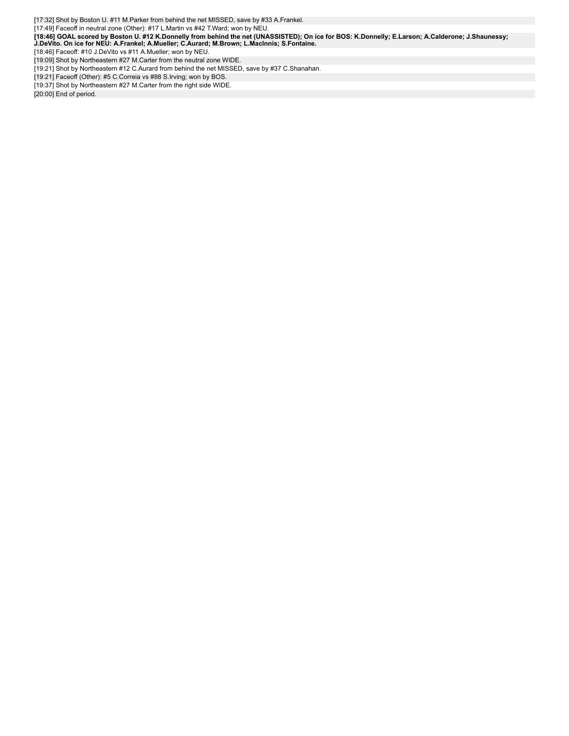[17:32] Shot by Boston U. #11 M.Parker from behind the net MISSED, save by #33 A.Frankel.

[17:49] Faceoff in neutral zone (Other): #17 L.Martin vs #42 T.Ward; won by NEU.

**[18:46] GOAL scored by Boston U. #12 K.Donnelly from behind the net (UNASSISTED); On ice for BOS: K.Donnelly; E.Larson; A.Calderone; J.Shaunessy; J.DeVito. On ice for NEU: A.Frankel; A.Mueller; C.Aurard; M.Brown; L.MacInnis; S.Fontaine.**

[18:46] Faceoff: #10 J.DeVito vs #11 A.Mueller; won by NEU.

[19:09] Shot by Northeastern #27 M.Carter from the neutral zone WIDE.

[19:21] Shot by Northeastern #12 C.Aurard from behind the net MISSED, save by #37 C.Shanahan.

[19:21] Faceoff (Other): #5 C.Correia vs #88 S.Irving; won by BOS.

[19:37] Shot by Northeastern #27 M.Carter from the right side WIDE.

[20:00] End of period.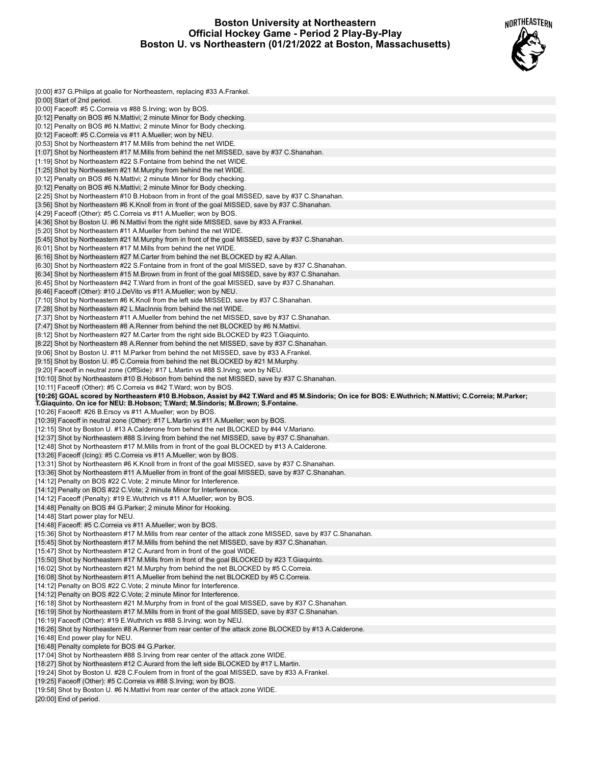# Boston University at Northeastern
## Official Hockey Game - Period 2 Play-By-Play
### Boston U. vs Northeastern (01/21/2022 at Boston, Massachusetts)

[0:00] #37 G.Philips at goalie for Northeastern, replacing #33 A.Frankel.
[0:00] Start of 2nd period.
[0:00] Faceoff: #5 C.Correia vs #88 S.Irving; won by BOS.
[0:12] Penalty on BOS #6 N.Mattivi; 2 minute Minor for Body checking.
[0:12] Penalty on BOS #6 N.Mattivi; 2 minute Minor for Body checking.
[0:12] Faceoff: #5 C.Correia vs #11 A.Mueller; won by NEU.
[0:53] Shot by Northeastern #17 M.Mills from behind the net WIDE.
[1:07] Shot by Northeastern #17 M.Mills from behind the net MISSED, save by #37 C.Shanahan.
[1:19] Shot by Northeastern #22 S.Fontaine from behind the net WIDE.
[1:25] Shot by Northeastern #21 M.Murphy from behind the net WIDE.
[0:12] Penalty on BOS #6 N.Mattivi; 2 minute Minor for Body checking.
[0:12] Penalty on BOS #6 N.Mattivi; 2 minute Minor for Body checking.
[2:25] Shot by Northeastern #10 B.Hobson from in front of the goal MISSED, save by #37 C.Shanahan.
[3:56] Shot by Northeastern #6 K.Knoll from in front of the goal MISSED, save by #37 C.Shanahan.
[4:29] Faceoff (Other): #5 C.Correia vs #11 A.Mueller; won by BOS.
[4:36] Shot by Boston U. #6 N.Mattivi from the right side MISSED, save by #33 A.Frankel.
[5:20] Shot by Northeastern #11 A.Mueller from behind the net WIDE.
[5:45] Shot by Northeastern #21 M.Murphy from in front of the goal MISSED, save by #37 C.Shanahan.
[6:01] Shot by Northeastern #17 M.Mills from behind the net WIDE.
[6:16] Shot by Northeastern #27 M.Carter from behind the net BLOCKED by #2 A.Allan.
[6:30] Shot by Northeastern #22 S.Fontaine from in front of the goal MISSED, save by #37 C.Shanahan.
[6:34] Shot by Northeastern #15 M.Brown from in front of the goal MISSED, save by #37 C.Shanahan.
[6:45] Shot by Northeastern #42 T.Ward from in front of the goal MISSED, save by #37 C.Shanahan.
[6:46] Faceoff (Other): #10 J.DeVito vs #11 A.Mueller; won by NEU.
[7:10] Shot by Northeastern #6 K.Knoll from the left side MISSED, save by #37 C.Shanahan.
[7:28] Shot by Northeastern #2 L.MacInnis from behind the net WIDE.
[7:37] Shot by Northeastern #11 A.Mueller from behind the net MISSED, save by #37 C.Shanahan.
[7:47] Shot by Northeastern #8 A.Renner from behind the net BLOCKED by #6 N.Mattivi.
[8:12] Shot by Northeastern #27 M.Carter from the right side BLOCKED by #23 T.Giaquinto.
[8:22] Shot by Northeastern #8 A.Renner from behind the net MISSED, save by #37 C.Shanahan.
[9:06] Shot by Boston U. #11 M.Parker from behind the net MISSED, save by #33 A.Frankel.
[9:15] Shot by Boston U. #5 C.Correia from behind the net BLOCKED by #21 M.Murphy.
[9:20] Faceoff in neutral zone (OffSide): #17 L.Martin vs #88 S.Irving; won by NEU.
[10:10] Shot by Northeastern #10 B.Hobson from behind the net MISSED, save by #37 C.Shanahan.
[10:11] Faceoff (Other): #5 C.Correia vs #42 T.Ward; won by BOS.
**[10:26] GOAL scored by Northeastern #10 B.Hobson, Assist by #42 T.Ward and #5 M.Sindoris; On ice for BOS: E.Wuthrich; N.Mattivi; C.Correia; M.Parker; T.Giaquinto. On ice for NEU: B.Hobson; T.Ward; M.Sindoris; M.Brown; S.Fontaine.**
[10:26] Faceoff: #26 B.Ersoy vs #11 A.Mueller; won by BOS.
[10:39] Faceoff in neutral zone (Other): #17 L.Martin vs #11 A.Mueller; won by BOS.
[12:15] Shot by Boston U. #13 A.Calderone from behind the net BLOCKED by #44 V.Mariano.
[12:37] Shot by Northeastern #88 S.Irving from behind the net MISSED, save by #37 C.Shanahan.
[12:48] Shot by Northeastern #17 M.Mills from in front of the goal BLOCKED by #13 A.Calderone.
[13:26] Faceoff (Icing): #5 C.Correia vs #11 A.Mueller; won by BOS.
[13:31] Shot by Northeastern #6 K.Knoll from in front of the goal MISSED, save by #37 C.Shanahan.
[13:36] Shot by Northeastern #11 A.Mueller from in front of the goal MISSED, save by #37 C.Shanahan.
[14:12] Penalty on BOS #22 C.Vote; 2 minute Minor for Interference.
[14:12] Penalty on BOS #22 C.Vote; 2 minute Minor for Interference.
[14:12] Faceoff (Penalty): #19 E.Wuthrich vs #11 A.Mueller; won by BOS.
[14:48] Penalty on BOS #4 G.Parker; 2 minute Minor for Hooking.
[14:48] Start power play for NEU.
[14:48] Faceoff: #5 C.Correia vs #11 A.Mueller; won by BOS.
[15:36] Shot by Northeastern #17 M.Mills from rear center of the attack zone MISSED, save by #37 C.Shanahan.
[15:45] Shot by Northeastern #17 M.Mills from behind the net MISSED, save by #37 C.Shanahan.
[15:47] Shot by Northeastern #12 C.Aurard from in front of the goal WIDE.
[15:50] Shot by Northeastern #17 M.Mills from in front of the goal BLOCKED by #23 T.Giaquinto.
[16:02] Shot by Northeastern #21 M.Murphy from behind the net BLOCKED by #5 C.Correia.
[16:08] Shot by Northeastern #11 A.Mueller from behind the net BLOCKED by #5 C.Correia.
[14:12] Penalty on BOS #22 C.Vote; 2 minute Minor for Interference.
[14:12] Penalty on BOS #22 C.Vote; 2 minute Minor for Interference.
[16:18] Shot by Northeastern #21 M.Murphy from in front of the goal MISSED, save by #37 C.Shanahan.
[16:19] Shot by Northeastern #17 M.Mills from in front of the goal MISSED, save by #37 C.Shanahan.
[16:19] Faceoff (Other): #19 E.Wuthrich vs #88 S.Irving; won by NEU.
[16:26] Shot by Northeastern #8 A.Renner from rear center of the attack zone BLOCKED by #13 A.Calderone.
[16:48] End power play for NEU.
[16:48] Penalty complete for BOS #4 G.Parker.
[17:04] Shot by Northeastern #88 S.Irving from rear center of the attack zone WIDE.
[18:27] Shot by Northeastern #12 C.Aurard from the left side BLOCKED by #17 L.Martin.
[19:24] Shot by Boston U. #28 C.Foulem from in front of the goal MISSED, save by #33 A.Frankel.
[19:25] Faceoff (Other): #5 C.Correia vs #88 S.Irving; won by BOS.
[19:58] Shot by Boston U. #6 N.Mattivi from rear center of the attack zone WIDE.
[20:00] End of period.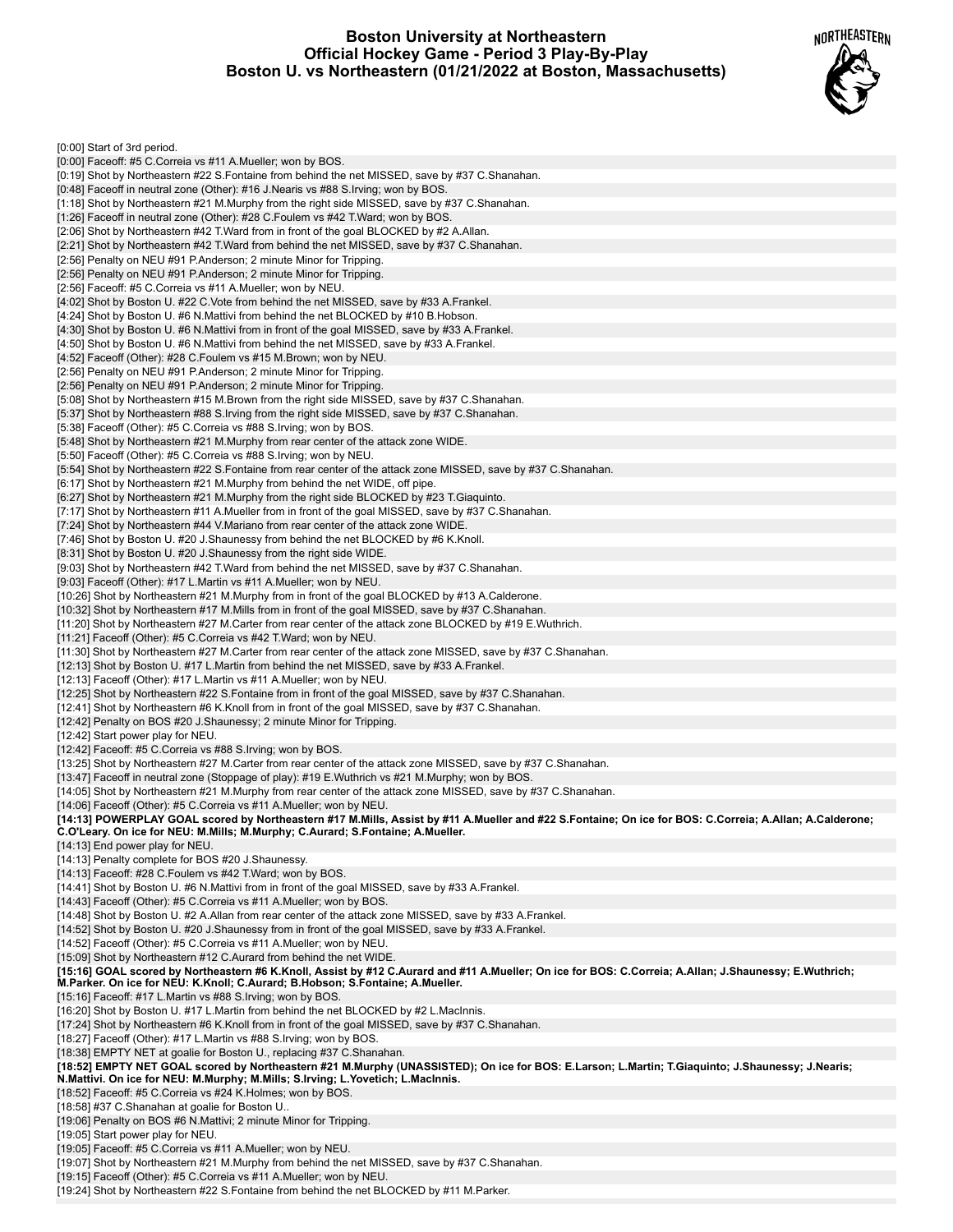# Boston University at Northeastern
## Official Hockey Game - Period 3 Play-By-Play
## Boston U. vs Northeastern (01/21/2022 at Boston, Massachusetts)

[0:00] Start of 3rd period.
[0:00] Faceoff: #5 C.Correia vs #11 A.Mueller; won by BOS.
[0:19] Shot by Northeastern #22 S.Fontaine from behind the net MISSED, save by #37 C.Shanahan.
[0:48] Faceoff in neutral zone (Other): #16 J.Nearis vs #88 S.Irving; won by BOS.
[1:18] Shot by Northeastern #21 M.Murphy from the right side MISSED, save by #37 C.Shanahan.
[1:26] Faceoff in neutral zone (Other): #28 C.Foulem vs #42 T.Ward; won by BOS.
[2:06] Shot by Northeastern #42 T.Ward from in front of the goal BLOCKED by #2 A.Allan.
[2:21] Shot by Northeastern #42 T.Ward from behind the net MISSED, save by #37 C.Shanahan.
[2:56] Penalty on NEU #91 P.Anderson; 2 minute Minor for Tripping.
[2:56] Penalty on NEU #91 P.Anderson; 2 minute Minor for Tripping.
[2:56] Faceoff: #5 C.Correia vs #11 A.Mueller; won by NEU.
[4:02] Shot by Boston U. #22 C.Vote from behind the net MISSED, save by #33 A.Frankel.
[4:24] Shot by Boston U. #6 N.Mattivi from behind the net BLOCKED by #10 B.Hobson.
[4:30] Shot by Boston U. #6 N.Mattivi from in front of the goal MISSED, save by #33 A.Frankel.
[4:50] Shot by Boston U. #6 N.Mattivi from behind the net MISSED, save by #33 A.Frankel.
[4:52] Faceoff (Other): #28 C.Foulem vs #15 M.Brown; won by NEU.
[2:56] Penalty on NEU #91 P.Anderson; 2 minute Minor for Tripping.
[2:56] Penalty on NEU #91 P.Anderson; 2 minute Minor for Tripping.
[5:08] Shot by Northeastern #15 M.Brown from the right side MISSED, save by #37 C.Shanahan.
[5:37] Shot by Northeastern #88 S.Irving from the right side MISSED, save by #37 C.Shanahan.
[5:38] Faceoff (Other): #5 C.Correia vs #88 S.Irving; won by BOS.
[5:48] Shot by Northeastern #21 M.Murphy from rear center of the attack zone WIDE.
[5:50] Faceoff (Other): #5 C.Correia vs #88 S.Irving; won by NEU.
[5:54] Shot by Northeastern #22 S.Fontaine from rear center of the attack zone MISSED, save by #37 C.Shanahan.
[6:17] Shot by Northeastern #21 M.Murphy from behind the net WIDE, off pipe.
[6:27] Shot by Northeastern #21 M.Murphy from the right side BLOCKED by #23 T.Giaquinto.
[7:17] Shot by Northeastern #11 A.Mueller from in front of the goal MISSED, save by #37 C.Shanahan.
[7:24] Shot by Northeastern #44 V.Mariano from rear center of the attack zone WIDE.
[7:46] Shot by Boston U. #20 J.Shaunessy from behind the net BLOCKED by #6 K.Knoll.
[8:31] Shot by Boston U. #20 J.Shaunessy from the right side WIDE.
[9:03] Shot by Northeastern #42 T.Ward from behind the net MISSED, save by #37 C.Shanahan.
[9:03] Faceoff (Other): #17 L.Martin vs #11 A.Mueller; won by NEU.
[10:26] Shot by Northeastern #21 M.Murphy from in front of the goal BLOCKED by #13 A.Calderone.
[10:32] Shot by Northeastern #17 M.Mills from in front of the goal MISSED, save by #37 C.Shanahan.
[11:20] Shot by Northeastern #27 M.Carter from rear center of the attack zone BLOCKED by #19 E.Wuthrich.
[11:21] Faceoff (Other): #5 C.Correia vs #42 T.Ward; won by NEU.
[11:30] Shot by Northeastern #27 M.Carter from rear center of the attack zone MISSED, save by #37 C.Shanahan.
[12:13] Shot by Boston U. #17 L.Martin from behind the net MISSED, save by #33 A.Frankel.
[12:13] Faceoff (Other): #17 L.Martin vs #11 A.Mueller; won by NEU.
[12:25] Shot by Northeastern #22 S.Fontaine from in front of the goal MISSED, save by #37 C.Shanahan.
[12:41] Shot by Northeastern #6 K.Knoll from in front of the goal MISSED, save by #37 C.Shanahan.
[12:42] Penalty on BOS #20 J.Shaunessy; 2 minute Minor for Tripping.
[12:42] Start power play for NEU.
[12:42] Faceoff: #5 C.Correia vs #88 S.Irving; won by BOS.
[13:25] Shot by Northeastern #27 M.Carter from rear center of the attack zone MISSED, save by #37 C.Shanahan.
[13:47] Faceoff in neutral zone (Stoppage of play): #19 E.Wuthrich vs #21 M.Murphy; won by BOS.
[14:05] Shot by Northeastern #21 M.Murphy from rear center of the attack zone MISSED, save by #37 C.Shanahan.
[14:06] Faceoff (Other): #5 C.Correia vs #11 A.Mueller; won by NEU.
**[14:13] POWERPLAY GOAL scored by Northeastern #17 M.Mills, Assist by #11 A.Mueller and #22 S.Fontaine; On ice for BOS: C.Correia; A.Allan; A.Calderone; C.O'Leary. On ice for NEU: M.Mills; M.Murphy; C.Aurard; S.Fontaine; A.Mueller.**
[14:13] End power play for NEU.
[14:13] Penalty complete for BOS #20 J.Shaunessy.
[14:13] Faceoff: #28 C.Foulem vs #42 T.Ward; won by BOS.
[14:41] Shot by Boston U. #6 N.Mattivi from in front of the goal MISSED, save by #33 A.Frankel.
[14:43] Faceoff (Other): #5 C.Correia vs #11 A.Mueller; won by BOS.
[14:48] Shot by Boston U. #2 A.Allan from rear center of the attack zone MISSED, save by #33 A.Frankel.
[14:52] Shot by Boston U. #20 J.Shaunessy from in front of the goal MISSED, save by #33 A.Frankel.
[14:52] Faceoff (Other): #5 C.Correia vs #11 A.Mueller; won by NEU.
[15:09] Shot by Northeastern #12 C.Aurard from behind the net WIDE.
**[15:16] GOAL scored by Northeastern #6 K.Knoll, Assist by #12 C.Aurard and #11 A.Mueller; On ice for BOS: C.Correia; A.Allan; J.Shaunessy; E.Wuthrich; M.Parker. On ice for NEU: K.Knoll; C.Aurard; B.Hobson; S.Fontaine; A.Mueller.**
[15:16] Faceoff: #17 L.Martin vs #88 S.Irving; won by BOS.
[16:20] Shot by Boston U. #17 L.Martin from behind the net BLOCKED by #2 L.MacInnis.
[17:24] Shot by Northeastern #6 K.Knoll from in front of the goal MISSED, save by #37 C.Shanahan.
[18:27] Faceoff (Other): #17 L.Martin vs #88 S.Irving; won by BOS.
[18:38] EMPTY NET at goalie for Boston U., replacing #37 C.Shanahan.
**[18:52] EMPTY NET GOAL scored by Northeastern #21 M.Murphy (UNASSISTED); On ice for BOS: E.Larson; L.Martin; T.Giaquinto; J.Shaunessy; J.Nearis; N.Mattivi. On ice for NEU: M.Murphy; M.Mills; S.Irving; L.Yovetich; L.MacInnis.**
[18:52] Faceoff: #5 C.Correia vs #24 K.Holmes; won by BOS.
[18:58] #37 C.Shanahan at goalie for Boston U..
[19:06] Penalty on BOS #6 N.Mattivi; 2 minute Minor for Tripping.
[19:05] Start power play for NEU.
[19:05] Faceoff: #5 C.Correia vs #11 A.Mueller; won by NEU.
[19:07] Shot by Northeastern #21 M.Murphy from behind the net MISSED, save by #37 C.Shanahan.
[19:15] Faceoff (Other): #5 C.Correia vs #11 A.Mueller; won by NEU.
[19:24] Shot by Northeastern #22 S.Fontaine from behind the net BLOCKED by #11 M.Parker.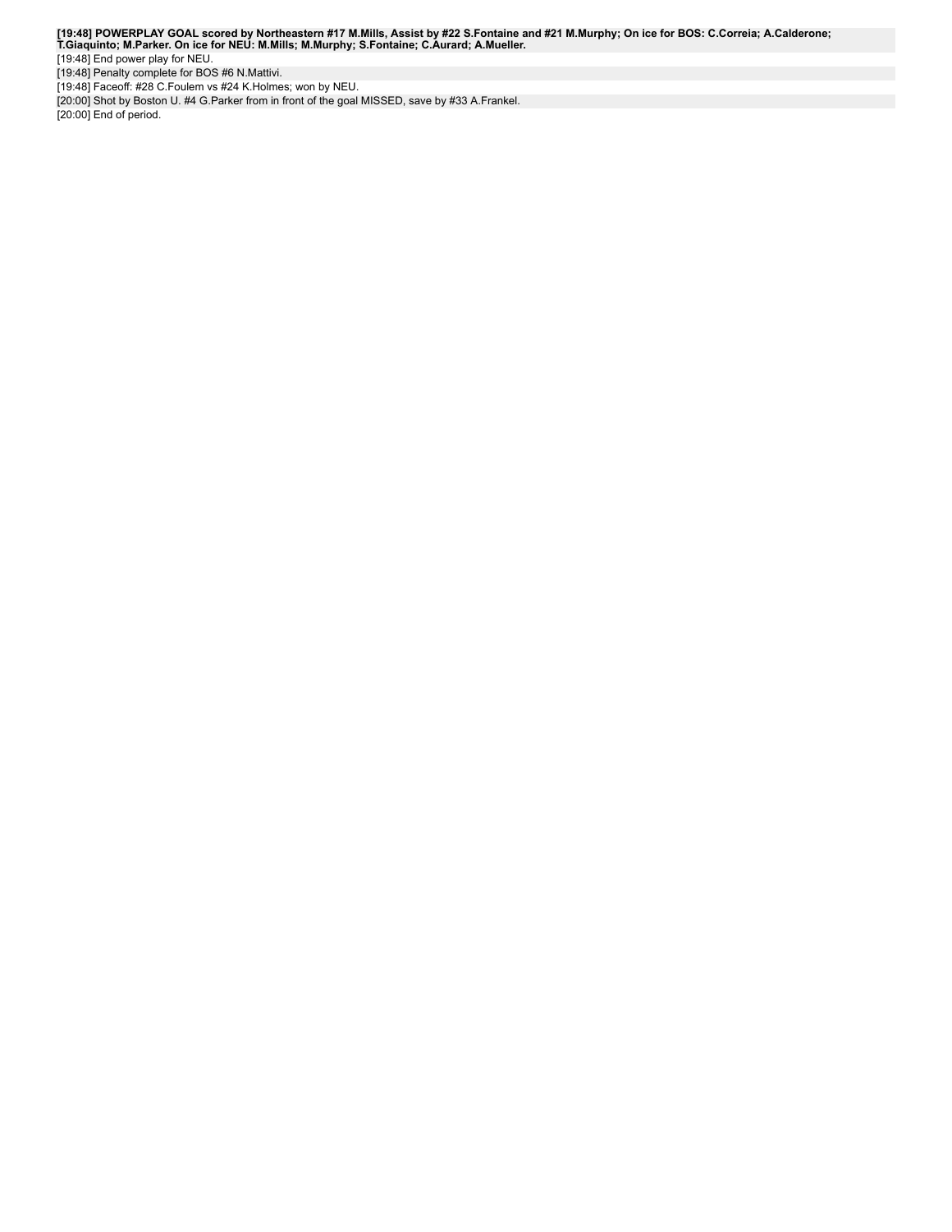**[19:48] POWERPLAY GOAL scored by Northeastern #17 M.Mills, Assist by #22 S.Fontaine and #21 M.Murphy; On ice for BOS: C.Correia; A.Calderone; T.Giaquinto; M.Parker. On ice for NEU: M.Mills; M.Murphy; S.Fontaine; C.Aurard; A.Mueller.**

[19:48] End power play for NEU.

[19:48] Penalty complete for BOS #6 N.Mattivi.

[19:48] Faceoff: #28 C.Foulem vs #24 K.Holmes; won by NEU.

[20:00] Shot by Boston U. #4 G.Parker from in front of the goal MISSED, save by #33 A.Frankel.

[20:00] End of period.